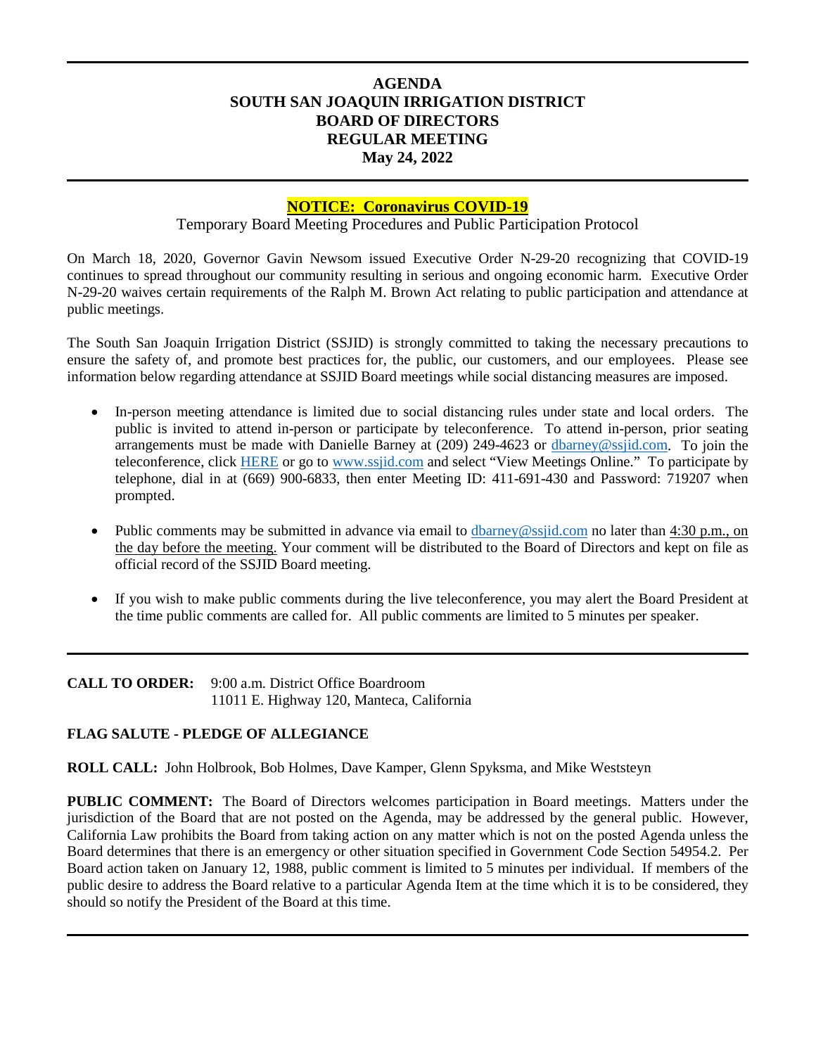# AGENDA
# SOUTH SAN JOAQUIN IRRIGATION DISTRICT
# BOARD OF DIRECTORS
# REGULAR MEETING
# May 24, 2022

---

**NOTICE: Coronavirus COVID-19**

Temporary Board Meeting Procedures and Public Participation Protocol

On March 18, 2020, Governor Gavin Newsom issued Executive Order N-29-20 recognizing that COVID-19 continues to spread throughout our community resulting in serious and ongoing economic harm. Executive Order N-29-20 waives certain requirements of the Ralph M. Brown Act relating to public participation and attendance at public meetings.

The South San Joaquin Irrigation District (SSJID) is strongly committed to taking the necessary precautions to ensure the safety of, and promote best practices for, the public, our customers, and our employees. Please see information below regarding attendance at SSJID Board meetings while social distancing measures are imposed.

- In-person meeting attendance is limited due to social distancing rules under state and local orders. The public is invited to attend in-person or participate by teleconference. To attend in-person, prior seating arrangements must be made with Danielle Barney at (209) 249-4623 or dbarney@ssjid.com. To join the teleconference, click HERE or go to www.ssjid.com and select "View Meetings Online." To participate by telephone, dial in at (669) 900-6833, then enter Meeting ID: 411-691-430 and Password: 719207 when prompted.

- Public comments may be submitted in advance via email to dbarney@ssjid.com no later than 4:30 p.m., on the day before the meeting. Your comment will be distributed to the Board of Directors and kept on file as official record of the SSJID Board meeting.

- If you wish to make public comments during the live teleconference, you may alert the Board President at the time public comments are called for. All public comments are limited to 5 minutes per speaker.

---

**CALL TO ORDER:** 9:00 a.m. District Office Boardroom
11011 E. Highway 120, Manteca, California

**FLAG SALUTE - PLEDGE OF ALLEGIANCE**

**ROLL CALL:** John Holbrook, Bob Holmes, Dave Kamper, Glenn Spyksma, and Mike Weststeyn

**PUBLIC COMMENT:** The Board of Directors welcomes participation in Board meetings. Matters under the jurisdiction of the Board that are not posted on the Agenda, may be addressed by the general public. However, California Law prohibits the Board from taking action on any matter which is not on the posted Agenda unless the Board determines that there is an emergency or other situation specified in Government Code Section 54954.2. Per Board action taken on January 12, 1988, public comment is limited to 5 minutes per individual. If members of the public desire to address the Board relative to a particular Agenda Item at the time which it is to be considered, they should so notify the President of the Board at this time.

---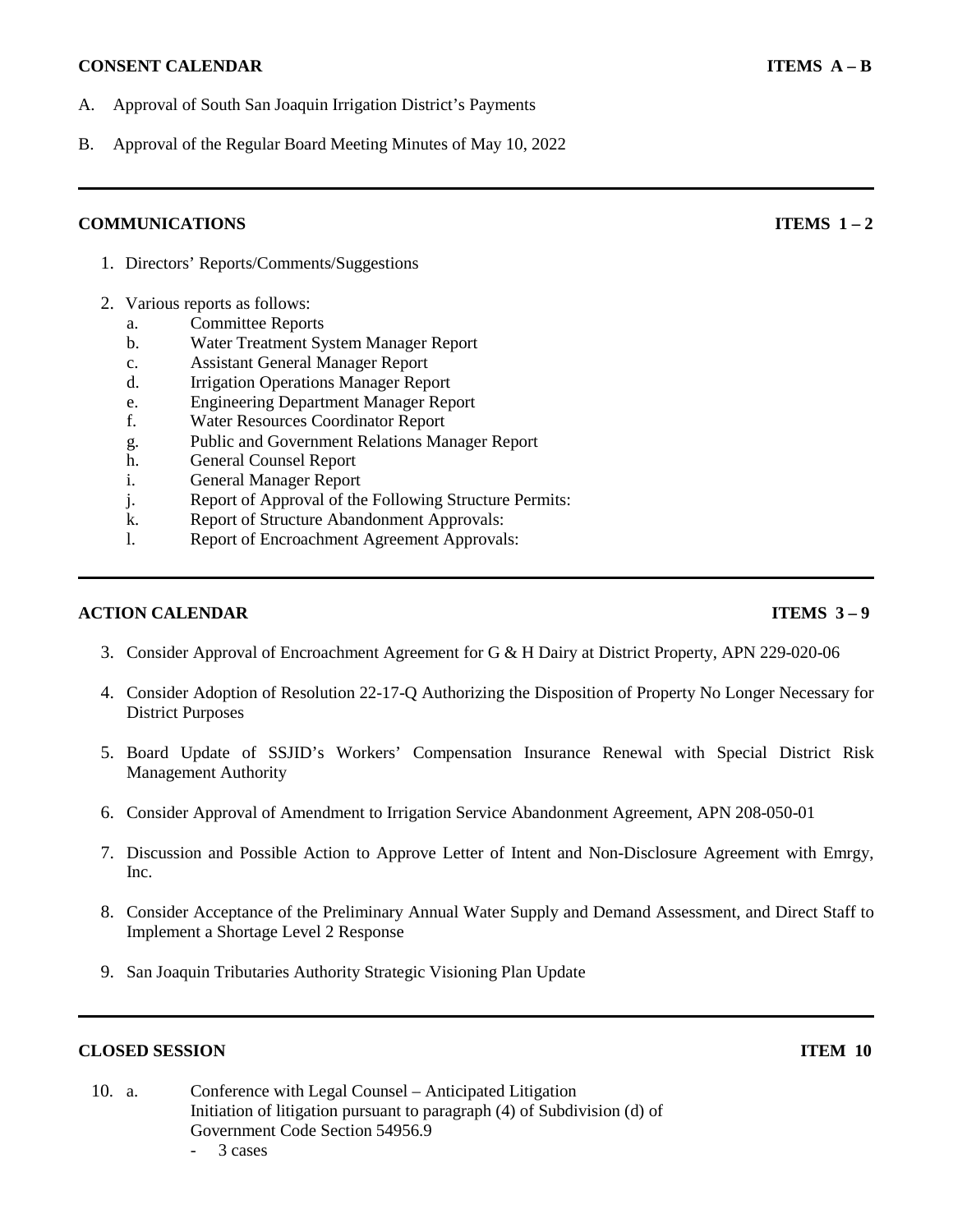## CONSENT CALENDAR — ITEMS A – B

A. Approval of South San Joaquin Irrigation District's Payments

B. Approval of the Regular Board Meeting Minutes of May 10, 2022

---

## COMMUNICATIONS — ITEMS 1 – 2

1. Directors' Reports/Comments/Suggestions

2. Various reports as follows:
   - a. Committee Reports
   - b. Water Treatment System Manager Report
   - c. Assistant General Manager Report
   - d. Irrigation Operations Manager Report
   - e. Engineering Department Manager Report
   - f. Water Resources Coordinator Report
   - g. Public and Government Relations Manager Report
   - h. General Counsel Report
   - i. General Manager Report
   - j. Report of Approval of the Following Structure Permits:
   - k. Report of Structure Abandonment Approvals:
   - l. Report of Encroachment Agreement Approvals:

---

## ACTION CALENDAR — ITEMS 3 – 9

3. Consider Approval of Encroachment Agreement for G & H Dairy at District Property, APN 229-020-06

4. Consider Adoption of Resolution 22-17-Q Authorizing the Disposition of Property No Longer Necessary for District Purposes

5. Board Update of SSJID's Workers' Compensation Insurance Renewal with Special District Risk Management Authority

6. Consider Approval of Amendment to Irrigation Service Abandonment Agreement, APN 208-050-01

7. Discussion and Possible Action to Approve Letter of Intent and Non-Disclosure Agreement with Emrgy, Inc.

8. Consider Acceptance of the Preliminary Annual Water Supply and Demand Assessment, and Direct Staff to Implement a Shortage Level 2 Response

9. San Joaquin Tributaries Authority Strategic Visioning Plan Update

---

## CLOSED SESSION — ITEM 10

10. a. Conference with Legal Counsel – Anticipated Litigation
    Initiation of litigation pursuant to paragraph (4) of Subdivision (d) of Government Code Section 54956.9
    - 3 cases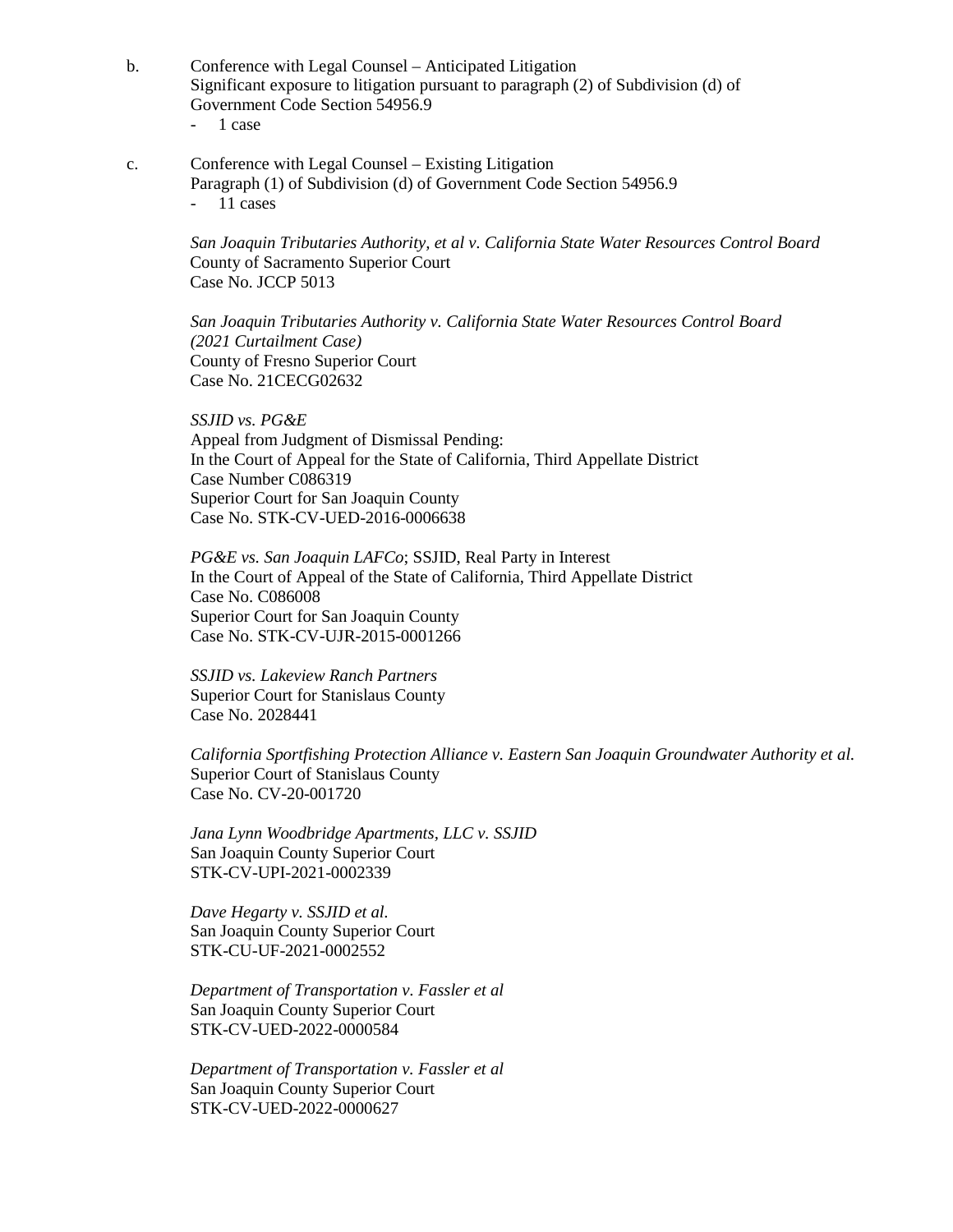b. Conference with Legal Counsel – Anticipated Litigation
Significant exposure to litigation pursuant to paragraph (2) of Subdivision (d) of Government Code Section 54956.9

- 1 case

c. Conference with Legal Counsel – Existing Litigation
Paragraph (1) of Subdivision (d) of Government Code Section 54956.9

- 11 cases

*San Joaquin Tributaries Authority, et al v. California State Water Resources Control Board*
County of Sacramento Superior Court
Case No. JCCP 5013

*San Joaquin Tributaries Authority v. California State Water Resources Control Board (2021 Curtailment Case)*
County of Fresno Superior Court
Case No. 21CECG02632

*SSJID vs. PG&E*
Appeal from Judgment of Dismissal Pending:
In the Court of Appeal for the State of California, Third Appellate District
Case Number C086319
Superior Court for San Joaquin County
Case No. STK-CV-UED-2016-0006638

*PG&E vs. San Joaquin LAFCo*; SSJID, Real Party in Interest
In the Court of Appeal of the State of California, Third Appellate District
Case No. C086008
Superior Court for San Joaquin County
Case No. STK-CV-UJR-2015-0001266

*SSJID vs. Lakeview Ranch Partners*
Superior Court for Stanislaus County
Case No. 2028441

*California Sportfishing Protection Alliance v. Eastern San Joaquin Groundwater Authority et al.*
Superior Court of Stanislaus County
Case No. CV-20-001720

*Jana Lynn Woodbridge Apartments, LLC v. SSJID*
San Joaquin County Superior Court
STK-CV-UPI-2021-0002339

*Dave Hegarty v. SSJID et al.*
San Joaquin County Superior Court
STK-CU-UF-2021-0002552

*Department of Transportation v. Fassler et al*
San Joaquin County Superior Court
STK-CV-UED-2022-0000584

*Department of Transportation v. Fassler et al*
San Joaquin County Superior Court
STK-CV-UED-2022-0000627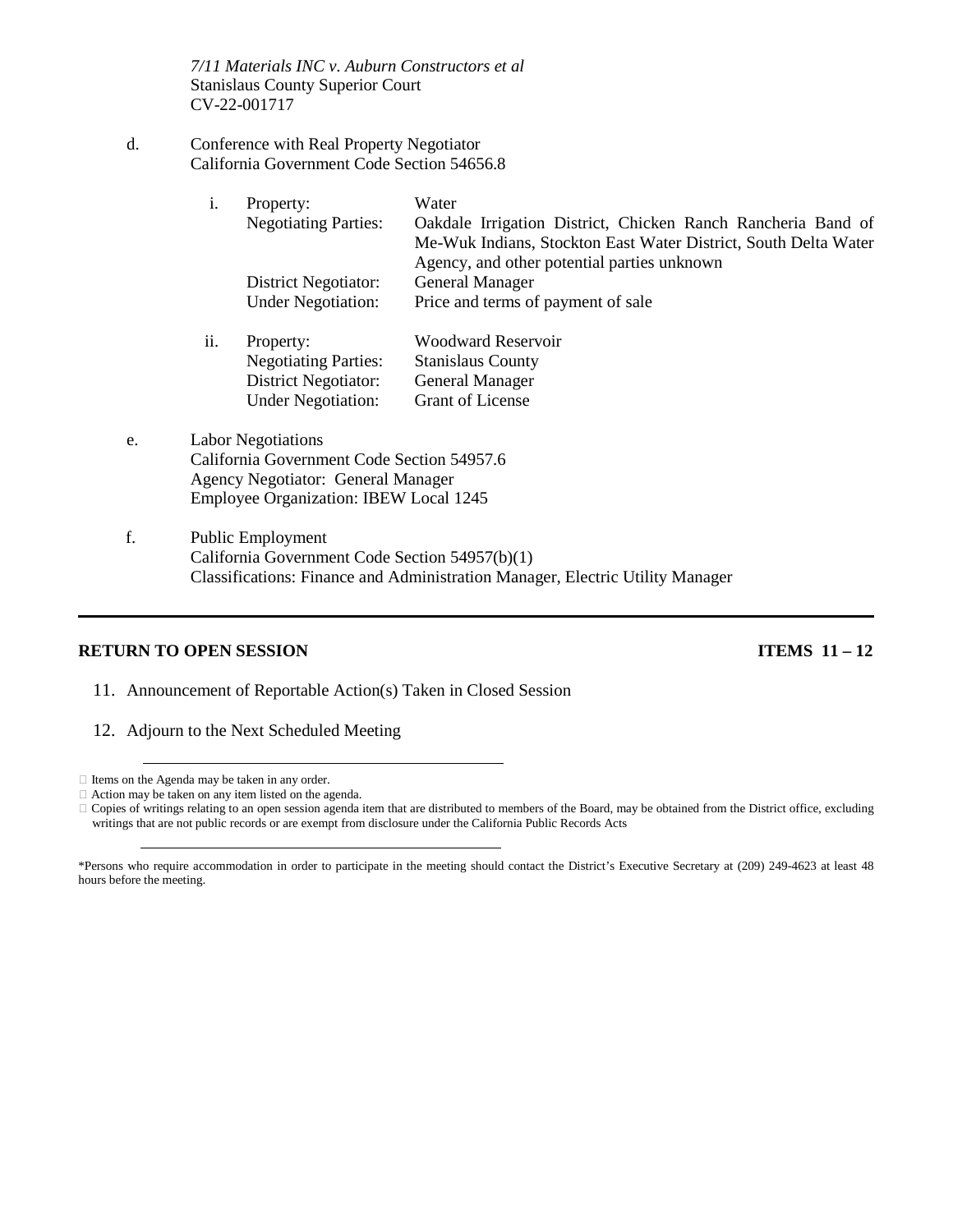*7/11 Materials INC v. Auburn Constructors et al*
Stanislaus County Superior Court
CV-22-001717

d. Conference with Real Property Negotiator
California Government Code Section 54656.8

| | | |
|---|---|---|
| i. | Property: | Water |
| | Negotiating Parties: | Oakdale Irrigation District, Chicken Ranch Rancheria Band of Me-Wuk Indians, Stockton East Water District, South Delta Water Agency, and other potential parties unknown |
| | District Negotiator: | General Manager |
| | Under Negotiation: | Price and terms of payment of sale |
| ii. | Property: | Woodward Reservoir |
| | Negotiating Parties: | Stanislaus County |
| | District Negotiator: | General Manager |
| | Under Negotiation: | Grant of License |

e. Labor Negotiations
California Government Code Section 54957.6
Agency Negotiator: General Manager
Employee Organization: IBEW Local 1245

f. Public Employment
California Government Code Section 54957(b)(1)
Classifications: Finance and Administration Manager, Electric Utility Manager

---

**RETURN TO OPEN SESSION** **ITEMS 11 – 12**

11. Announcement of Reportable Action(s) Taken in Closed Session

12. Adjourn to the Next Scheduled Meeting

---

- Items on the Agenda may be taken in any order.
- Action may be taken on any item listed on the agenda.
- Copies of writings relating to an open session agenda item that are distributed to members of the Board, may be obtained from the District office, excluding writings that are not public records or are exempt from disclosure under the California Public Records Acts

---

*Persons who require accommodation in order to participate in the meeting should contact the District's Executive Secretary at (209) 249-4623 at least 48 hours before the meeting.